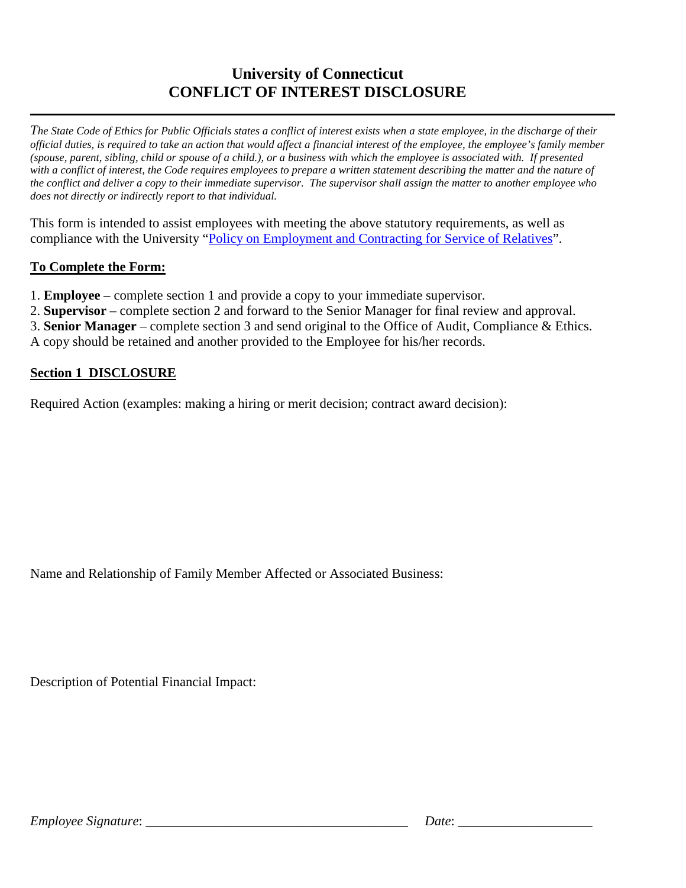# University of Connecticut
# CONFLICT OF INTEREST DISCLOSURE

---

*The State Code of Ethics for Public Officials states a conflict of interest exists when a state employee, in the discharge of their official duties, is required to take an action that would affect a financial interest of the employee, the employee's family member (spouse, parent, sibling, child or spouse of a child.), or a business with which the employee is associated with. If presented with a conflict of interest, the Code requires employees to prepare a written statement describing the matter and the nature of the conflict and deliver a copy to their immediate supervisor. The supervisor shall assign the matter to another employee who does not directly or indirectly report to that individual.*

This form is intended to assist employees with meeting the above statutory requirements, as well as compliance with the University "Policy on Employment and Contracting for Service of Relatives".

**To Complete the Form:**

1. **Employee** – complete section 1 and provide a copy to your immediate supervisor.
2. **Supervisor** – complete section 2 and forward to the Senior Manager for final review and approval.
3. **Senior Manager** – complete section 3 and send original to the Office of Audit, Compliance & Ethics.

A copy should be retained and another provided to the Employee for his/her records.

**Section 1 DISCLOSURE**

Required Action (examples: making a hiring or merit decision; contract award decision):

Name and Relationship of Family Member Affected or Associated Business:

Description of Potential Financial Impact:

*Employee Signature*: ______________________________________ *Date*: ___________________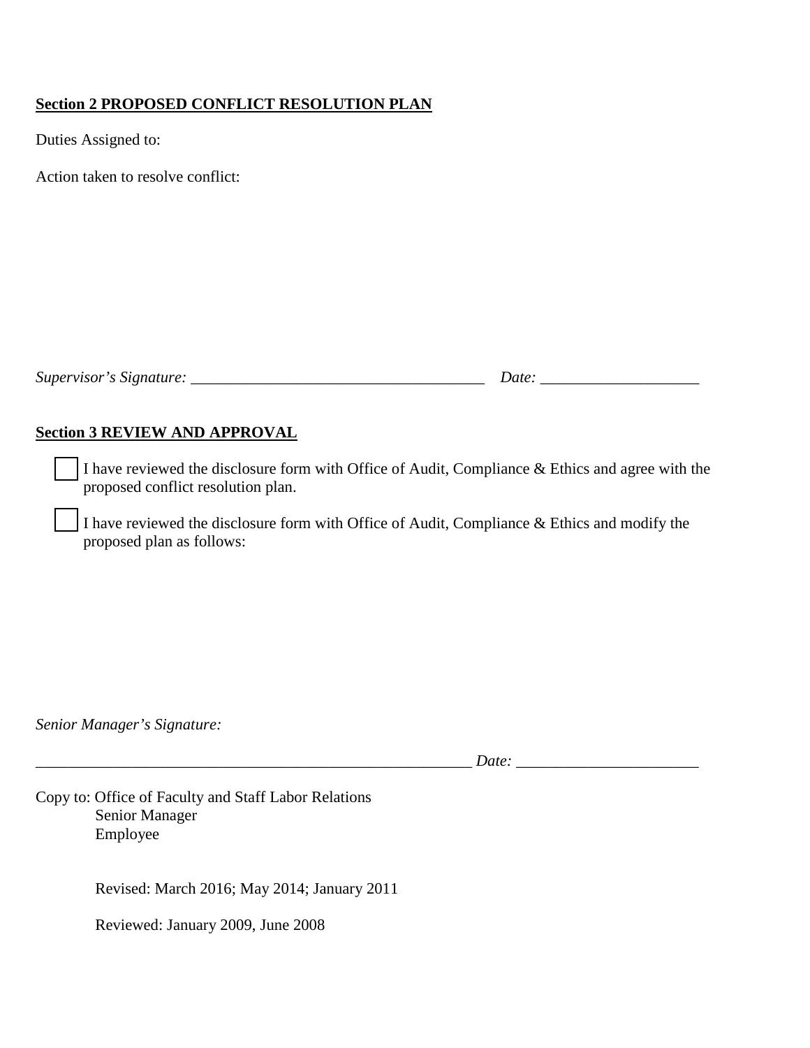**Section 2 PROPOSED CONFLICT RESOLUTION PLAN**

Duties Assigned to:

Action taken to resolve conflict:

*Supervisor's Signature:* _______________________________________ *Date:* ____________________

**Section 3 REVIEW AND APPROVAL**

☐ I have reviewed the disclosure form with Office of Audit, Compliance & Ethics and agree with the proposed conflict resolution plan.

☐ I have reviewed the disclosure form with Office of Audit, Compliance & Ethics and modify the proposed plan as follows:

*Senior Manager's Signature:*

__________________________________________________________ *Date:* _______________________

Copy to: Office of Faculty and Staff Labor Relations
Senior Manager
Employee

Revised: March 2016; May 2014; January 2011

Reviewed: January 2009, June 2008